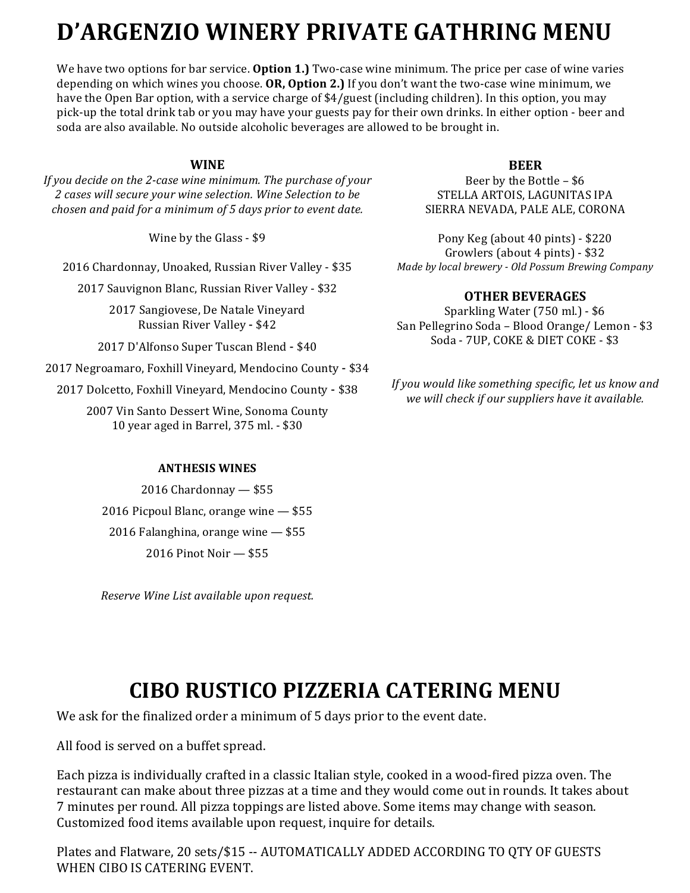# D'ARGENZIO WINERY PRIVATE GATHRING MENU

We have two options for bar service. **Option 1.)** Two-case wine minimum. The price per case of wine varies depending on which wines you choose. **OR, Option 2.)** If you don't want the two-case wine minimum, we have the Open Bar option, with a service charge of $4/guest (including children). In this option, you may pick-up the total drink tab or you may have your guests pay for their own drinks. In either option - beer and soda are also available. No outside alcoholic beverages are allowed to be brought in.

### WINE

*If you decide on the 2-case wine minimum. The purchase of your 2 cases will secure your wine selection. Wine Selection to be chosen and paid for a minimum of 5 days prior to event date.*

Wine by the Glass - $9

2016 Chardonnay, Unoaked, Russian River Valley - $35

2017 Sauvignon Blanc, Russian River Valley - $32

2017 Sangiovese, De Natale Vineyard
Russian River Valley - $42

2017 D'Alfonso Super Tuscan Blend - $40

2017 Negroamaro, Foxhill Vineyard, Mendocino County - $34

2017 Dolcetto, Foxhill Vineyard, Mendocino County - $38

2007 Vin Santo Dessert Wine, Sonoma County
10 year aged in Barrel, 375 ml. - $30

### ANTHESIS WINES

2016 Chardonnay — $55

2016 Picpoul Blanc, orange wine — $55

2016 Falanghina, orange wine — $55

2016 Pinot Noir — $55

*Reserve Wine List available upon request.*

### BEER

Beer by the Bottle – $6
STELLA ARTOIS, LAGUNITAS IPA
SIERRA NEVADA, PALE ALE, CORONA

Pony Keg (about 40 pints) - $220
Growlers (about 4 pints) - $32
*Made by local brewery - Old Possum Brewing Company*

### OTHER BEVERAGES

Sparkling Water (750 ml.) - $6
San Pellegrino Soda – Blood Orange/ Lemon - $3
Soda - 7UP, COKE & DIET COKE - $3

*If you would like something specific, let us know and we will check if our suppliers have it available.*

# CIBO RUSTICO PIZZERIA CATERING MENU

We ask for the finalized order a minimum of 5 days prior to the event date.

All food is served on a buffet spread.

Each pizza is individually crafted in a classic Italian style, cooked in a wood-fired pizza oven. The restaurant can make about three pizzas at a time and they would come out in rounds. It takes about 7 minutes per round. All pizza toppings are listed above. Some items may change with season. Customized food items available upon request, inquire for details.

Plates and Flatware, 20 sets/$15 -- AUTOMATICALLY ADDED ACCORDING TO QTY OF GUESTS WHEN CIBO IS CATERING EVENT.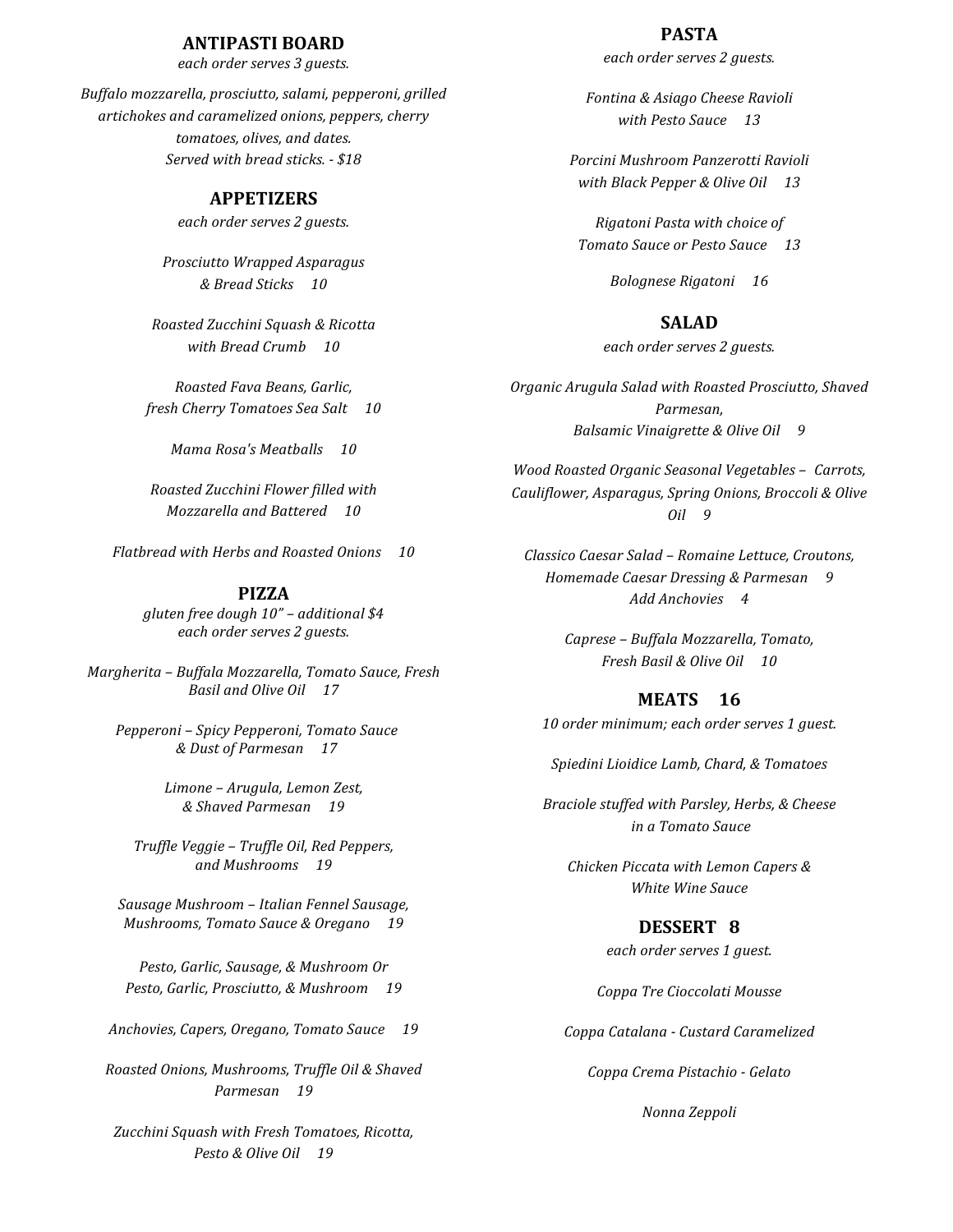## ANTIPASTI BOARD

*each order serves 3 guests.*

*Buffalo mozzarella, prosciutto, salami, pepperoni, grilled artichokes and caramelized onions, peppers, cherry tomatoes, olives, and dates.*
*Served with bread sticks. - $18*

## APPETIZERS

*each order serves 2 guests.*

*Prosciutto Wrapped Asparagus & Bread Sticks 10*

*Roasted Zucchini Squash & Ricotta with Bread Crumb 10*

*Roasted Fava Beans, Garlic, fresh Cherry Tomatoes Sea Salt 10*

*Mama Rosa's Meatballs 10*

*Roasted Zucchini Flower filled with Mozzarella and Battered 10*

*Flatbread with Herbs and Roasted Onions 10*

## PIZZA

*gluten free dough 10" – additional $4*
*each order serves 2 guests.*

*Margherita – Buffala Mozzarella, Tomato Sauce, Fresh Basil and Olive Oil 17*

*Pepperoni – Spicy Pepperoni, Tomato Sauce & Dust of Parmesan 17*

*Limone – Arugula, Lemon Zest, & Shaved Parmesan 19*

*Truffle Veggie – Truffle Oil, Red Peppers, and Mushrooms 19*

*Sausage Mushroom – Italian Fennel Sausage, Mushrooms, Tomato Sauce & Oregano 19*

*Pesto, Garlic, Sausage, & Mushroom Or Pesto, Garlic, Prosciutto, & Mushroom 19*

*Anchovies, Capers, Oregano, Tomato Sauce 19*

*Roasted Onions, Mushrooms, Truffle Oil & Shaved Parmesan 19*

*Zucchini Squash with Fresh Tomatoes, Ricotta, Pesto & Olive Oil 19*

## PASTA

*each order serves 2 guests.*

*Fontina & Asiago Cheese Ravioli with Pesto Sauce 13*

*Porcini Mushroom Panzerotti Ravioli with Black Pepper & Olive Oil 13*

*Rigatoni Pasta with choice of Tomato Sauce or Pesto Sauce 13*

*Bolognese Rigatoni 16*

## SALAD

*each order serves 2 guests.*

*Organic Arugula Salad with Roasted Prosciutto, Shaved Parmesan,*
*Balsamic Vinaigrette & Olive Oil 9*

*Wood Roasted Organic Seasonal Vegetables – Carrots, Cauliflower, Asparagus, Spring Onions, Broccoli & Olive Oil 9*

*Classico Caesar Salad – Romaine Lettuce, Croutons, Homemade Caesar Dressing & Parmesan 9*
*Add Anchovies 4*

*Caprese – Buffala Mozzarella, Tomato, Fresh Basil & Olive Oil 10*

## MEATS 16

*10 order minimum; each order serves 1 guest.*

*Spiedini Lioidice Lamb, Chard, & Tomatoes*

*Braciole stuffed with Parsley, Herbs, & Cheese in a Tomato Sauce*

*Chicken Piccata with Lemon Capers & White Wine Sauce*

## DESSERT 8

*each order serves 1 guest.*

*Coppa Tre Cioccolati Mousse*

*Coppa Catalana - Custard Caramelized*

*Coppa Crema Pistachio - Gelato*

*Nonna Zeppoli*